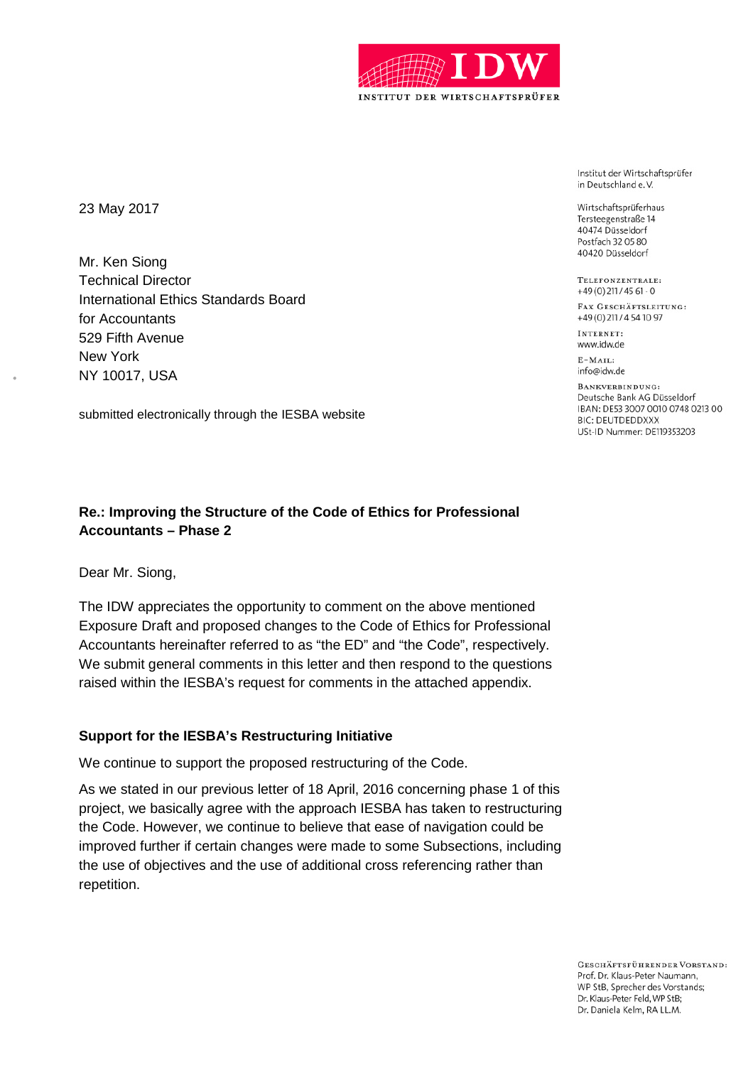IDW

INSTITUT DER WIRTSCHAFTSPRÜFER

Institut der Wirtschaftsprüfer
in Deutschland e. V.

Wirtschaftsprüferhaus
Tersteegenstraße 14
40474 Düsseldorf
Postfach 32 05 80
40420 Düsseldorf

TELEFONZENTRALE:
+49 (0) 211 / 45 61 - 0

FAX GESCHÄFTSLEITUNG:
+49 (0) 211 / 4 54 10 97

INTERNET:
www.idw.de

E-MAIL:
info@idw.de

BANKVERBINDUNG:
Deutsche Bank AG Düsseldorf
IBAN: DE53 3007 0010 0748 0213 00
BIC: DEUTDEDDXXX
USt-ID Nummer: DE119353203

23 May 2017

Mr. Ken Siong
Technical Director
International Ethics Standards Board
for Accountants
529 Fifth Avenue
New York
NY 10017, USA

submitted electronically through the IESBA website

**Re.: Improving the Structure of the Code of Ethics for Professional Accountants – Phase 2**

Dear Mr. Siong,

The IDW appreciates the opportunity to comment on the above mentioned Exposure Draft and proposed changes to the Code of Ethics for Professional Accountants hereinafter referred to as "the ED" and "the Code", respectively. We submit general comments in this letter and then respond to the questions raised within the IESBA's request for comments in the attached appendix.

**Support for the IESBA's Restructuring Initiative**

We continue to support the proposed restructuring of the Code.

As we stated in our previous letter of 18 April, 2016 concerning phase 1 of this project, we basically agree with the approach IESBA has taken to restructuring the Code. However, we continue to believe that ease of navigation could be improved further if certain changes were made to some Subsections, including the use of objectives and the use of additional cross referencing rather than repetition.

GESCHÄFTSFÜHRENDER VORSTAND:
Prof. Dr. Klaus-Peter Naumann, WP StB, Sprecher des Vorstands;
Dr. Klaus-Peter Feld, WP StB;
Dr. Daniela Kelm, RA LL.M.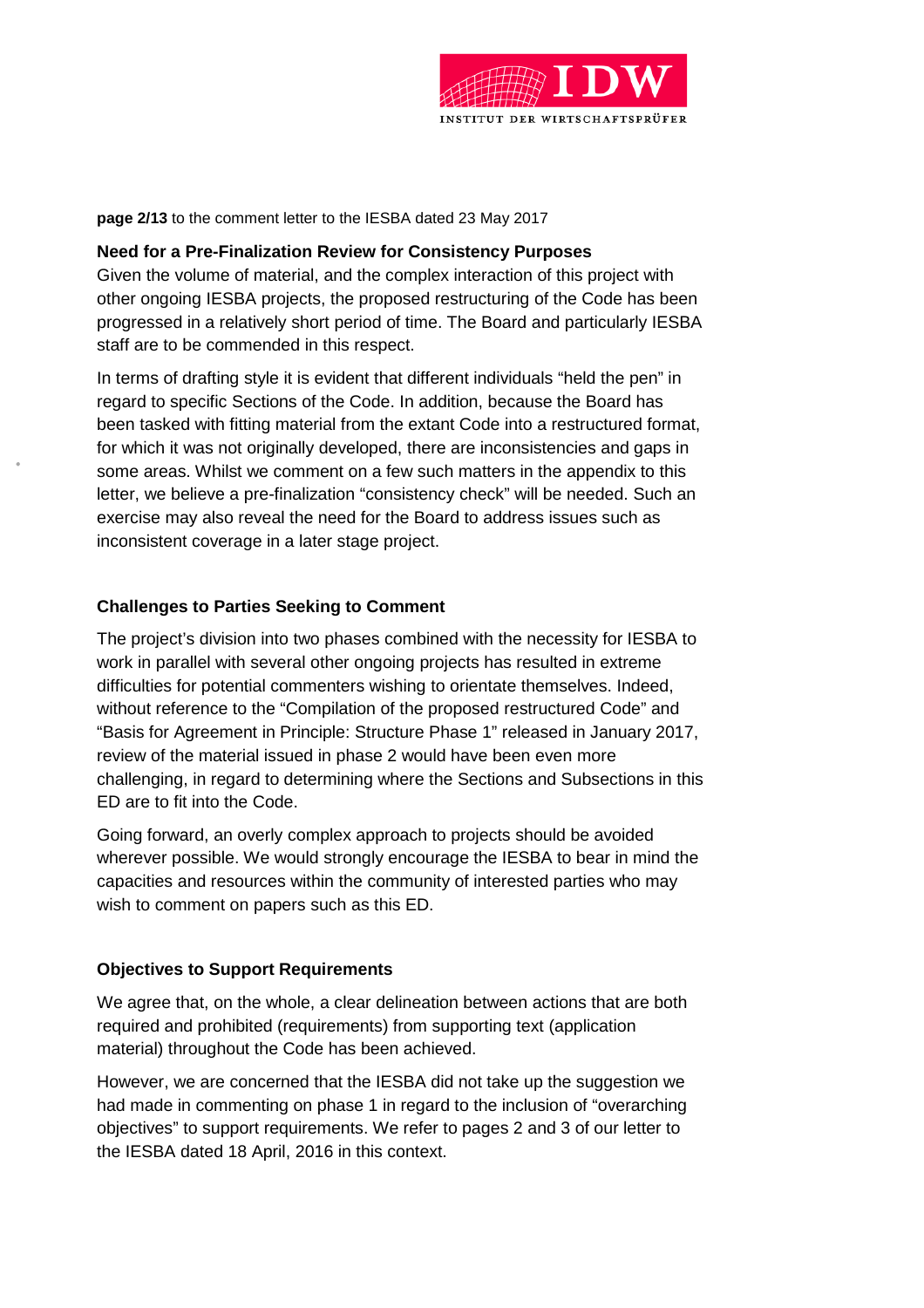### Need for a Pre-Finalization Review for Consistency Purposes

Given the volume of material, and the complex interaction of this project with other ongoing IESBA projects, the proposed restructuring of the Code has been progressed in a relatively short period of time. The Board and particularly IESBA staff are to be commended in this respect.

In terms of drafting style it is evident that different individuals "held the pen" in regard to specific Sections of the Code. In addition, because the Board has been tasked with fitting material from the extant Code into a restructured format, for which it was not originally developed, there are inconsistencies and gaps in some areas. Whilst we comment on a few such matters in the appendix to this letter, we believe a pre-finalization "consistency check" will be needed. Such an exercise may also reveal the need for the Board to address issues such as inconsistent coverage in a later stage project.

### Challenges to Parties Seeking to Comment

The project's division into two phases combined with the necessity for IESBA to work in parallel with several other ongoing projects has resulted in extreme difficulties for potential commenters wishing to orientate themselves. Indeed, without reference to the "Compilation of the proposed restructured Code" and "Basis for Agreement in Principle: Structure Phase 1" released in January 2017, review of the material issued in phase 2 would have been even more challenging, in regard to determining where the Sections and Subsections in this ED are to fit into the Code.

Going forward, an overly complex approach to projects should be avoided wherever possible. We would strongly encourage the IESBA to bear in mind the capacities and resources within the community of interested parties who may wish to comment on papers such as this ED.

### Objectives to Support Requirements

We agree that, on the whole, a clear delineation between actions that are both required and prohibited (requirements) from supporting text (application material) throughout the Code has been achieved.

However, we are concerned that the IESBA did not take up the suggestion we had made in commenting on phase 1 in regard to the inclusion of "overarching objectives" to support requirements. We refer to pages 2 and 3 of our letter to the IESBA dated 18 April, 2016 in this context.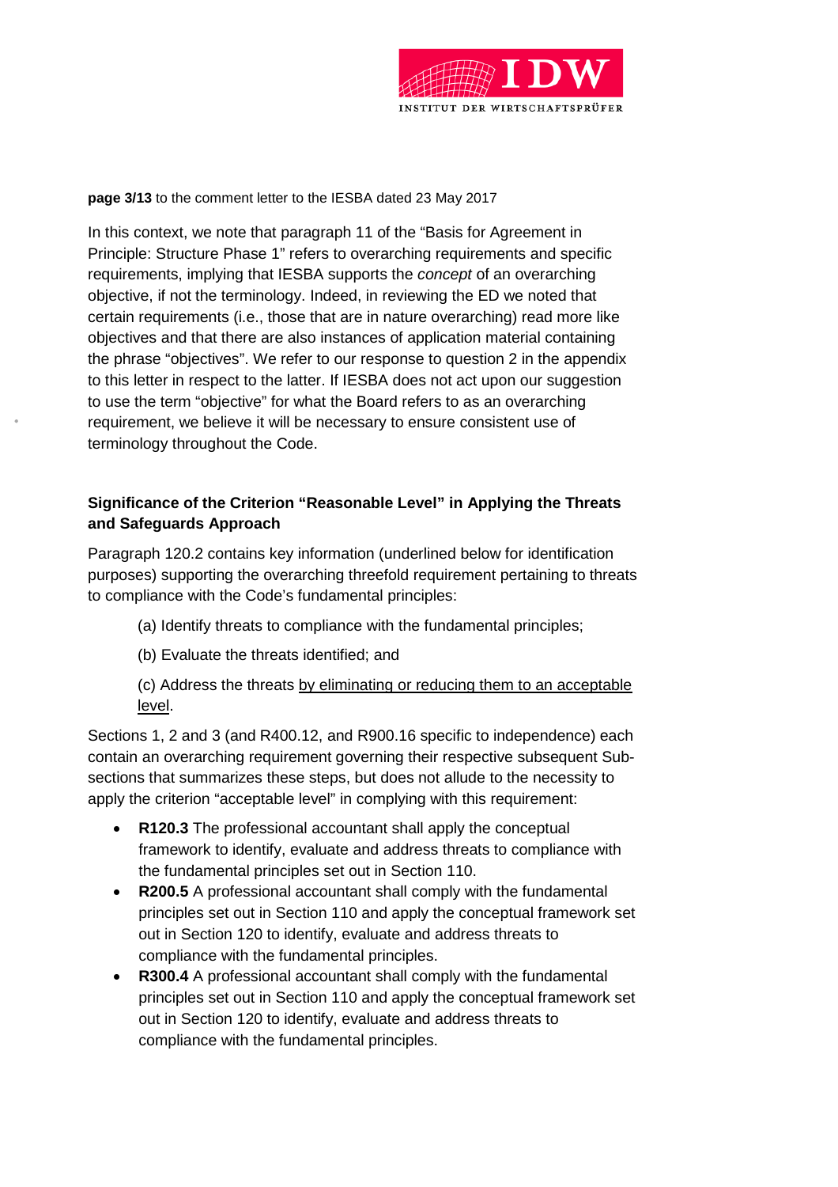In this context, we note that paragraph 11 of the "Basis for Agreement in Principle: Structure Phase 1" refers to overarching requirements and specific requirements, implying that IESBA supports the *concept* of an overarching objective, if not the terminology. Indeed, in reviewing the ED we noted that certain requirements (i.e., those that are in nature overarching) read more like objectives and that there are also instances of application material containing the phrase "objectives". We refer to our response to question 2 in the appendix to this letter in respect to the latter. If IESBA does not act upon our suggestion to use the term "objective" for what the Board refers to as an overarching requirement, we believe it will be necessary to ensure consistent use of terminology throughout the Code.

### Significance of the Criterion "Reasonable Level" in Applying the Threats and Safeguards Approach

Paragraph 120.2 contains key information (underlined below for identification purposes) supporting the overarching threefold requirement pertaining to threats to compliance with the Code's fundamental principles:

(a) Identify threats to compliance with the fundamental principles;

(b) Evaluate the threats identified; and

(c) Address the threats <u>by eliminating or reducing them to an acceptable level</u>.

Sections 1, 2 and 3 (and R400.12, and R900.16 specific to independence) each contain an overarching requirement governing their respective subsequent Sub-sections that summarizes these steps, but does not allude to the necessity to apply the criterion "acceptable level" in complying with this requirement:

- **R120.3** The professional accountant shall apply the conceptual framework to identify, evaluate and address threats to compliance with the fundamental principles set out in Section 110.
- **R200.5** A professional accountant shall comply with the fundamental principles set out in Section 110 and apply the conceptual framework set out in Section 120 to identify, evaluate and address threats to compliance with the fundamental principles.
- **R300.4** A professional accountant shall comply with the fundamental principles set out in Section 110 and apply the conceptual framework set out in Section 120 to identify, evaluate and address threats to compliance with the fundamental principles.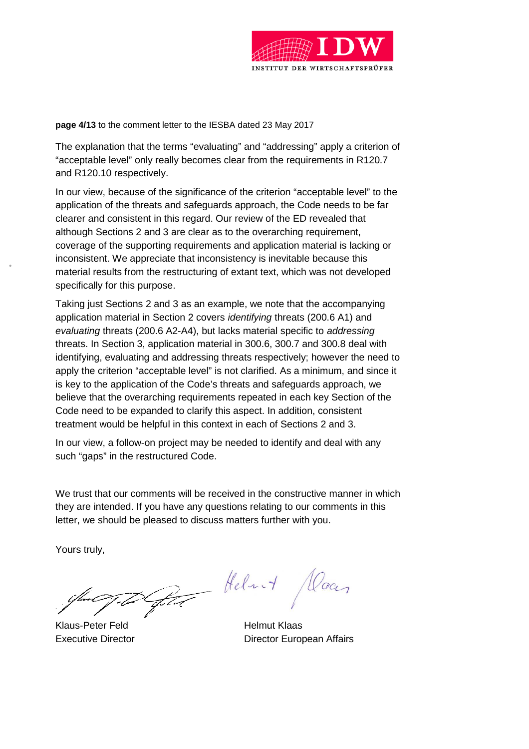The explanation that the terms "evaluating" and "addressing" apply a criterion of "acceptable level" only really becomes clear from the requirements in R120.7 and R120.10 respectively.

In our view, because of the significance of the criterion "acceptable level" to the application of the threats and safeguards approach, the Code needs to be far clearer and consistent in this regard. Our review of the ED revealed that although Sections 2 and 3 are clear as to the overarching requirement, coverage of the supporting requirements and application material is lacking or inconsistent. We appreciate that inconsistency is inevitable because this material results from the restructuring of extant text, which was not developed specifically for this purpose.

Taking just Sections 2 and 3 as an example, we note that the accompanying application material in Section 2 covers *identifying* threats (200.6 A1) and *evaluating* threats (200.6 A2-A4), but lacks material specific to *addressing* threats. In Section 3, application material in 300.6, 300.7 and 300.8 deal with identifying, evaluating and addressing threats respectively; however the need to apply the criterion "acceptable level" is not clarified. As a minimum, and since it is key to the application of the Code's threats and safeguards approach, we believe that the overarching requirements repeated in each key Section of the Code need to be expanded to clarify this aspect. In addition, consistent treatment would be helpful in this context in each of Sections 2 and 3.

In our view, a follow-on project may be needed to identify and deal with any such "gaps" in the restructured Code.

We trust that our comments will be received in the constructive manner in which they are intended. If you have any questions relating to our comments in this letter, we should be pleased to discuss matters further with you.

Yours truly,

| Klaus-Peter Feld | Helmut Klaas |
|---|---|
| Executive Director | Director European Affairs |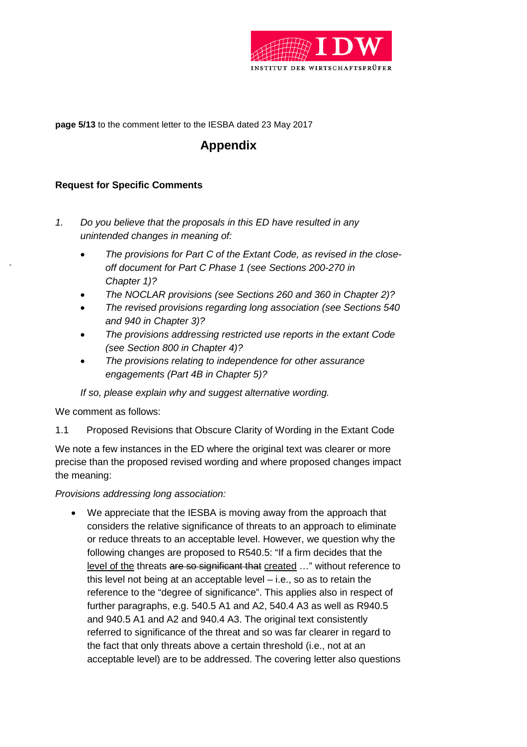**page 5/13** to the comment letter to the IESBA dated 23 May 2017

## Appendix

### Request for Specific Comments

1. *Do you believe that the proposals in this ED have resulted in any unintended changes in meaning of:*

    - *The provisions for Part C of the Extant Code, as revised in the close-off document for Part C Phase 1 (see Sections 200-270 in Chapter 1)?*
    - *The NOCLAR provisions (see Sections 260 and 360 in Chapter 2)?*
    - *The revised provisions regarding long association (see Sections 540 and 940 in Chapter 3)?*
    - *The provisions addressing restricted use reports in the extant Code (see Section 800 in Chapter 4)?*
    - *The provisions relating to independence for other assurance engagements (Part 4B in Chapter 5)?*

    *If so, please explain why and suggest alternative wording.*

We comment as follows:

1.1 Proposed Revisions that Obscure Clarity of Wording in the Extant Code

We note a few instances in the ED where the original text was clearer or more precise than the proposed revised wording and where proposed changes impact the meaning:

*Provisions addressing long association:*

- We appreciate that the IESBA is moving away from the approach that considers the relative significance of threats to an approach to eliminate or reduce threats to an acceptable level. However, we question why the following changes are proposed to R540.5: "If a firm decides that the <u>level of the</u> threats ~~are so significant that~~ <u>created</u> …" without reference to this level not being at an acceptable level – i.e., so as to retain the reference to the "degree of significance". This applies also in respect of further paragraphs, e.g. 540.5 A1 and A2, 540.4 A3 as well as R940.5 and 940.5 A1 and A2 and 940.4 A3. The original text consistently referred to significance of the threat and so was far clearer in regard to the fact that only threats above a certain threshold (i.e., not at an acceptable level) are to be addressed. The covering letter also questions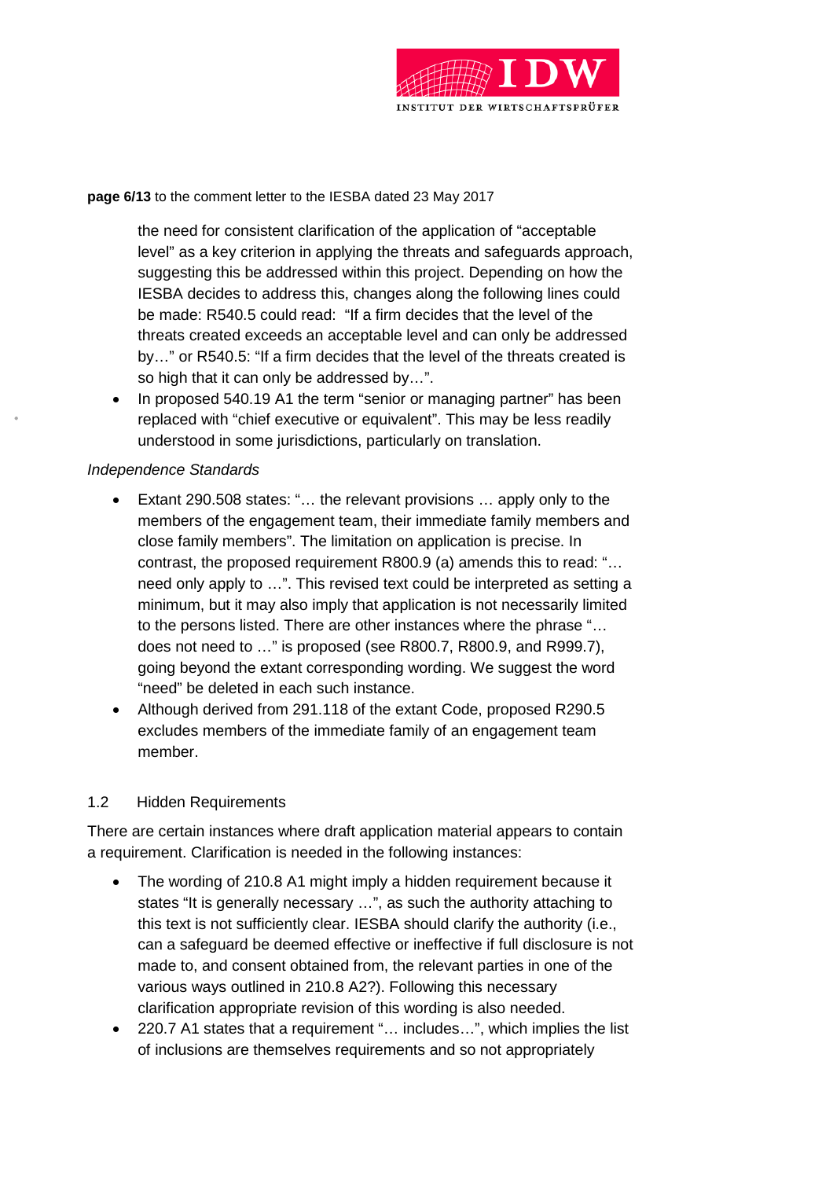the need for consistent clarification of the application of "acceptable level" as a key criterion in applying the threats and safeguards approach, suggesting this be addressed within this project. Depending on how the IESBA decides to address this, changes along the following lines could be made: R540.5 could read: "If a firm decides that the level of the threats created exceeds an acceptable level and can only be addressed by…" or R540.5: "If a firm decides that the level of the threats created is so high that it can only be addressed by…".

- In proposed 540.19 A1 the term "senior or managing partner" has been replaced with "chief executive or equivalent". This may be less readily understood in some jurisdictions, particularly on translation.

*Independence Standards*

- Extant 290.508 states: "… the relevant provisions … apply only to the members of the engagement team, their immediate family members and close family members". The limitation on application is precise. In contrast, the proposed requirement R800.9 (a) amends this to read: "… need only apply to …". This revised text could be interpreted as setting a minimum, but it may also imply that application is not necessarily limited to the persons listed. There are other instances where the phrase "… does not need to …" is proposed (see R800.7, R800.9, and R999.7), going beyond the extant corresponding wording. We suggest the word "need" be deleted in each such instance.
- Although derived from 291.118 of the extant Code, proposed R290.5 excludes members of the immediate family of an engagement team member.

### 1.2 Hidden Requirements

There are certain instances where draft application material appears to contain a requirement. Clarification is needed in the following instances:

- The wording of 210.8 A1 might imply a hidden requirement because it states "It is generally necessary …", as such the authority attaching to this text is not sufficiently clear. IESBA should clarify the authority (i.e., can a safeguard be deemed effective or ineffective if full disclosure is not made to, and consent obtained from, the relevant parties in one of the various ways outlined in 210.8 A2?). Following this necessary clarification appropriate revision of this wording is also needed.
- 220.7 A1 states that a requirement "… includes…", which implies the list of inclusions are themselves requirements and so not appropriately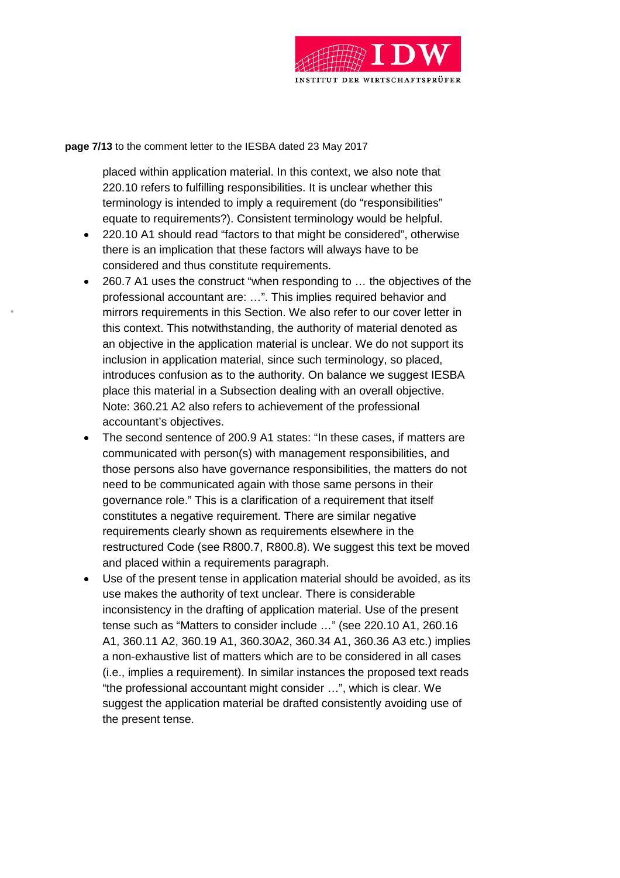placed within application material. In this context, we also note that 220.10 refers to fulfilling responsibilities. It is unclear whether this terminology is intended to imply a requirement (do "responsibilities" equate to requirements?). Consistent terminology would be helpful.

- 220.10 A1 should read "factors to that might be considered", otherwise there is an implication that these factors will always have to be considered and thus constitute requirements.
- 260.7 A1 uses the construct "when responding to … the objectives of the professional accountant are: …". This implies required behavior and mirrors requirements in this Section. We also refer to our cover letter in this context. This notwithstanding, the authority of material denoted as an objective in the application material is unclear. We do not support its inclusion in application material, since such terminology, so placed, introduces confusion as to the authority. On balance we suggest IESBA place this material in a Subsection dealing with an overall objective. Note: 360.21 A2 also refers to achievement of the professional accountant's objectives.
- The second sentence of 200.9 A1 states: "In these cases, if matters are communicated with person(s) with management responsibilities, and those persons also have governance responsibilities, the matters do not need to be communicated again with those same persons in their governance role." This is a clarification of a requirement that itself constitutes a negative requirement. There are similar negative requirements clearly shown as requirements elsewhere in the restructured Code (see R800.7, R800.8). We suggest this text be moved and placed within a requirements paragraph.
- Use of the present tense in application material should be avoided, as its use makes the authority of text unclear. There is considerable inconsistency in the drafting of application material. Use of the present tense such as "Matters to consider include …" (see 220.10 A1, 260.16 A1, 360.11 A2, 360.19 A1, 360.30A2, 360.34 A1, 360.36 A3 etc.) implies a non-exhaustive list of matters which are to be considered in all cases (i.e., implies a requirement). In similar instances the proposed text reads "the professional accountant might consider …", which is clear. We suggest the application material be drafted consistently avoiding use of the present tense.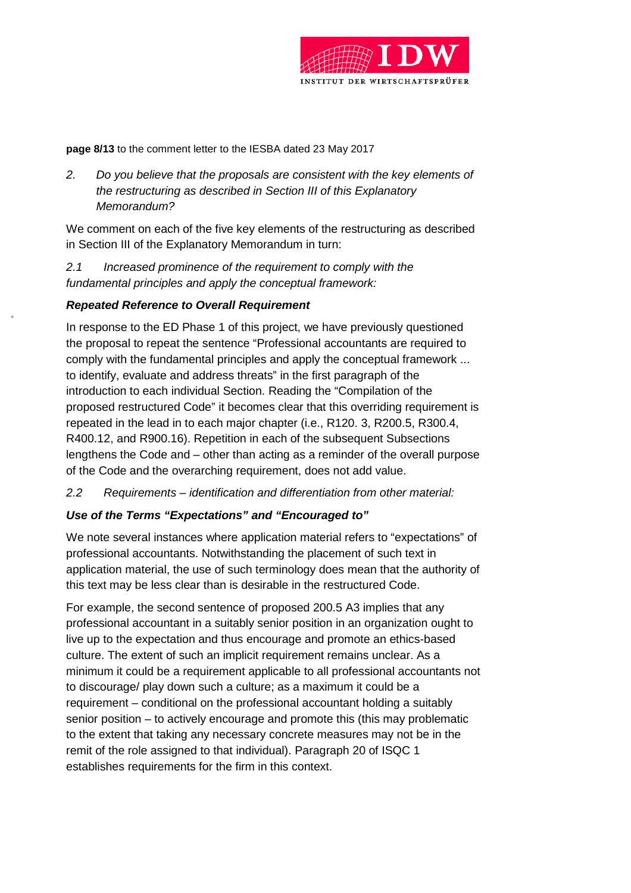*2. Do you believe that the proposals are consistent with the key elements of the restructuring as described in Section III of this Explanatory Memorandum?*

We comment on each of the five key elements of the restructuring as described in Section III of the Explanatory Memorandum in turn:

*2.1 Increased prominence of the requirement to comply with the fundamental principles and apply the conceptual framework:*

***Repeated Reference to Overall Requirement***

In response to the ED Phase 1 of this project, we have previously questioned the proposal to repeat the sentence "Professional accountants are required to comply with the fundamental principles and apply the conceptual framework ... to identify, evaluate and address threats" in the first paragraph of the introduction to each individual Section. Reading the "Compilation of the proposed restructured Code" it becomes clear that this overriding requirement is repeated in the lead in to each major chapter (i.e., R120. 3, R200.5, R300.4, R400.12, and R900.16). Repetition in each of the subsequent Subsections lengthens the Code and – other than acting as a reminder of the overall purpose of the Code and the overarching requirement, does not add value.

*2.2 Requirements – identification and differentiation from other material:*

***Use of the Terms "Expectations" and "Encouraged to"***

We note several instances where application material refers to "expectations" of professional accountants. Notwithstanding the placement of such text in application material, the use of such terminology does mean that the authority of this text may be less clear than is desirable in the restructured Code.

For example, the second sentence of proposed 200.5 A3 implies that any professional accountant in a suitably senior position in an organization ought to live up to the expectation and thus encourage and promote an ethics-based culture. The extent of such an implicit requirement remains unclear. As a minimum it could be a requirement applicable to all professional accountants not to discourage/ play down such a culture; as a maximum it could be a requirement – conditional on the professional accountant holding a suitably senior position – to actively encourage and promote this (this may problematic to the extent that taking any necessary concrete measures may not be in the remit of the role assigned to that individual). Paragraph 20 of ISQC 1 establishes requirements for the firm in this context.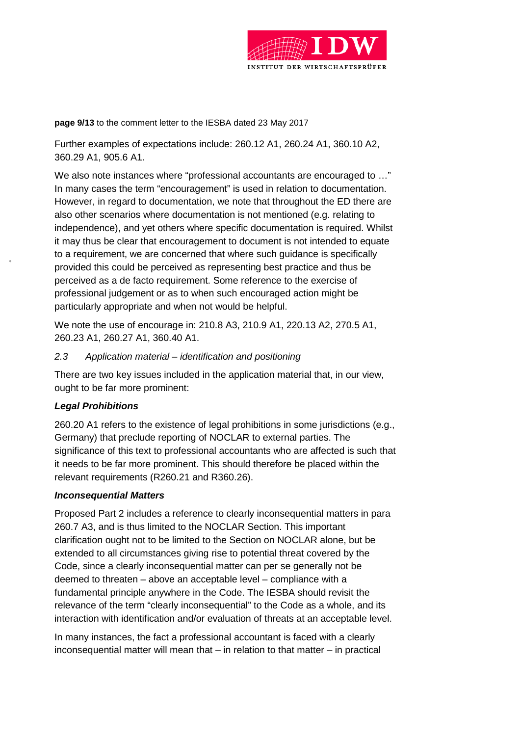Further examples of expectations include: 260.12 A1, 260.24 A1, 360.10 A2, 360.29 A1, 905.6 A1.

We also note instances where "professional accountants are encouraged to …" In many cases the term "encouragement" is used in relation to documentation. However, in regard to documentation, we note that throughout the ED there are also other scenarios where documentation is not mentioned (e.g. relating to independence), and yet others where specific documentation is required. Whilst it may thus be clear that encouragement to document is not intended to equate to a requirement, we are concerned that where such guidance is specifically provided this could be perceived as representing best practice and thus be perceived as a de facto requirement. Some reference to the exercise of professional judgement or as to when such encouraged action might be particularly appropriate and when not would be helpful.

We note the use of encourage in: 210.8 A3, 210.9 A1, 220.13 A2, 270.5 A1, 260.23 A1, 260.27 A1, 360.40 A1.

### *2.3 Application material – identification and positioning*

There are two key issues included in the application material that, in our view, ought to be far more prominent:

***Legal Prohibitions***

260.20 A1 refers to the existence of legal prohibitions in some jurisdictions (e.g., Germany) that preclude reporting of NOCLAR to external parties. The significance of this text to professional accountants who are affected is such that it needs to be far more prominent. This should therefore be placed within the relevant requirements (R260.21 and R360.26).

***Inconsequential Matters***

Proposed Part 2 includes a reference to clearly inconsequential matters in para 260.7 A3, and is thus limited to the NOCLAR Section. This important clarification ought not to be limited to the Section on NOCLAR alone, but be extended to all circumstances giving rise to potential threat covered by the Code, since a clearly inconsequential matter can per se generally not be deemed to threaten – above an acceptable level – compliance with a fundamental principle anywhere in the Code. The IESBA should revisit the relevance of the term "clearly inconsequential" to the Code as a whole, and its interaction with identification and/or evaluation of threats at an acceptable level.

In many instances, the fact a professional accountant is faced with a clearly inconsequential matter will mean that – in relation to that matter – in practical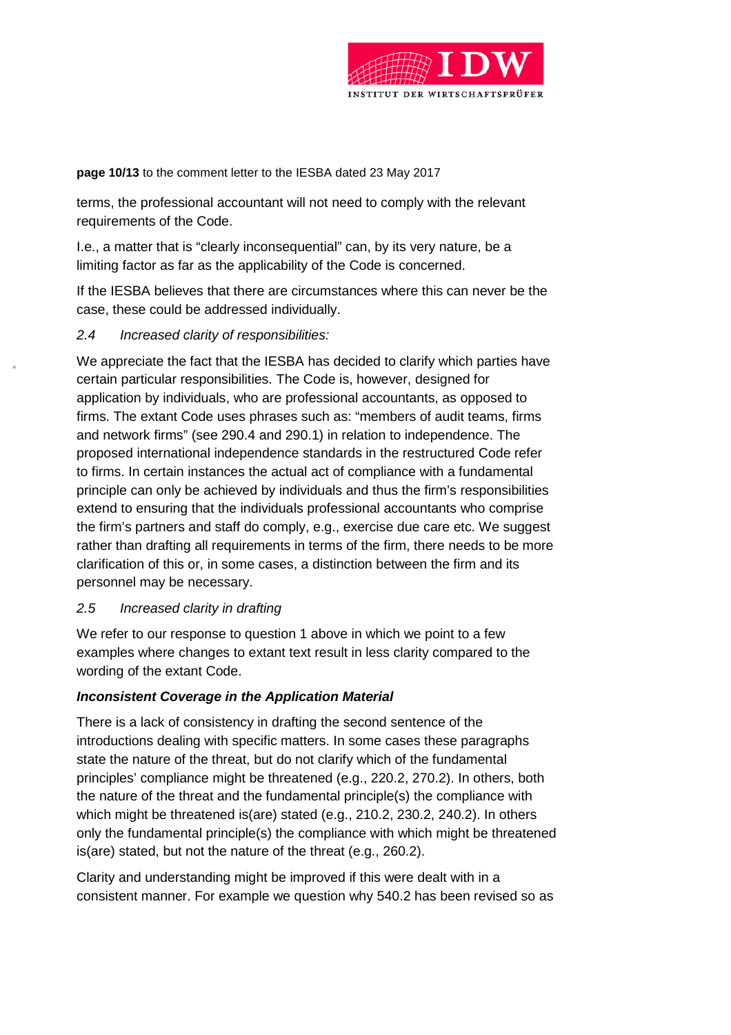terms, the professional accountant will not need to comply with the relevant requirements of the Code.

I.e., a matter that is "clearly inconsequential" can, by its very nature, be a limiting factor as far as the applicability of the Code is concerned.

If the IESBA believes that there are circumstances where this can never be the case, these could be addressed individually.

*2.4 Increased clarity of responsibilities:*

We appreciate the fact that the IESBA has decided to clarify which parties have certain particular responsibilities. The Code is, however, designed for application by individuals, who are professional accountants, as opposed to firms. The extant Code uses phrases such as: "members of audit teams, firms and network firms" (see 290.4 and 290.1) in relation to independence. The proposed international independence standards in the restructured Code refer to firms. In certain instances the actual act of compliance with a fundamental principle can only be achieved by individuals and thus the firm's responsibilities extend to ensuring that the individuals professional accountants who comprise the firm's partners and staff do comply, e.g., exercise due care etc. We suggest rather than drafting all requirements in terms of the firm, there needs to be more clarification of this or, in some cases, a distinction between the firm and its personnel may be necessary.

*2.5 Increased clarity in drafting*

We refer to our response to question 1 above in which we point to a few examples where changes to extant text result in less clarity compared to the wording of the extant Code.

***Inconsistent Coverage in the Application Material***

There is a lack of consistency in drafting the second sentence of the introductions dealing with specific matters. In some cases these paragraphs state the nature of the threat, but do not clarify which of the fundamental principles' compliance might be threatened (e.g., 220.2, 270.2). In others, both the nature of the threat and the fundamental principle(s) the compliance with which might be threatened is(are) stated (e.g., 210.2, 230.2, 240.2). In others only the fundamental principle(s) the compliance with which might be threatened is(are) stated, but not the nature of the threat (e.g., 260.2).

Clarity and understanding might be improved if this were dealt with in a consistent manner. For example we question why 540.2 has been revised so as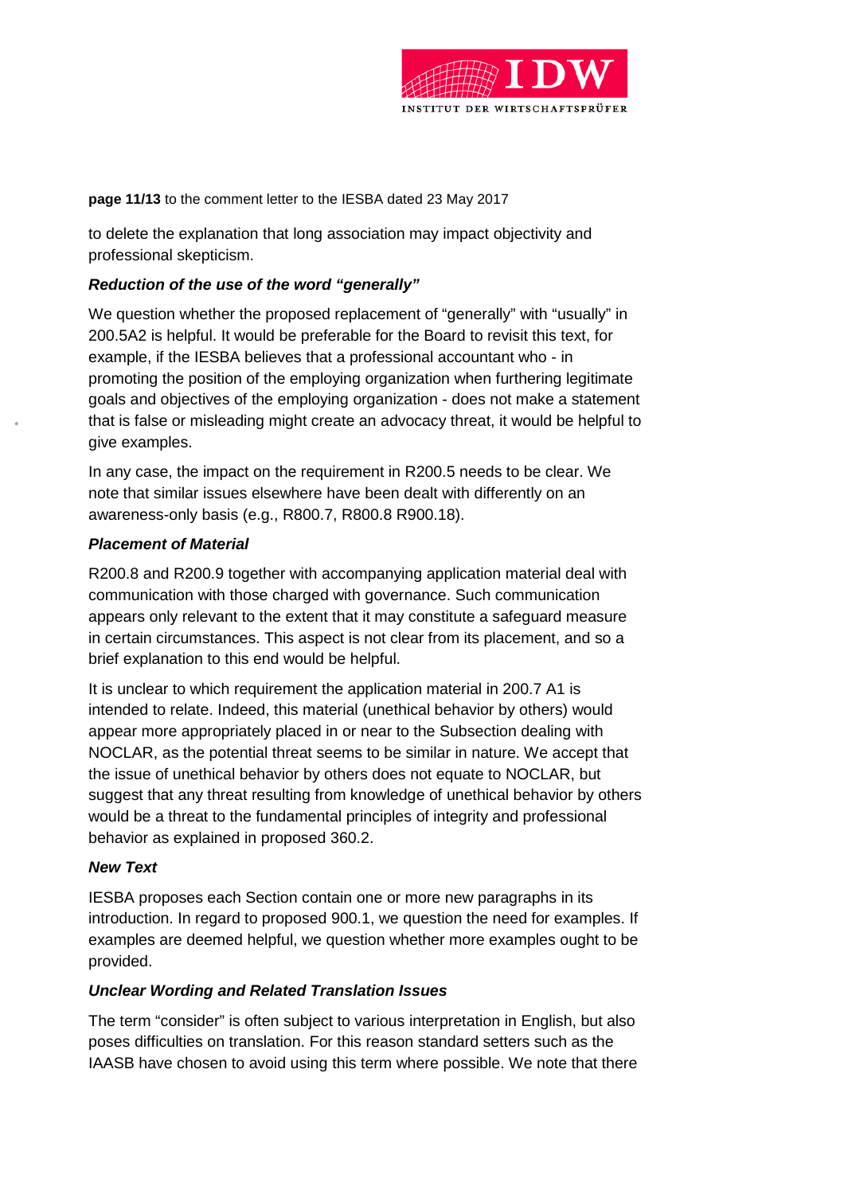to delete the explanation that long association may impact objectivity and professional skepticism.

***Reduction of the use of the word "generally"***

We question whether the proposed replacement of "generally" with "usually" in 200.5A2 is helpful. It would be preferable for the Board to revisit this text, for example, if the IESBA believes that a professional accountant who - in promoting the position of the employing organization when furthering legitimate goals and objectives of the employing organization - does not make a statement that is false or misleading might create an advocacy threat, it would be helpful to give examples.

In any case, the impact on the requirement in R200.5 needs to be clear. We note that similar issues elsewhere have been dealt with differently on an awareness-only basis (e.g., R800.7, R800.8 R900.18).

***Placement of Material***

R200.8 and R200.9 together with accompanying application material deal with communication with those charged with governance. Such communication appears only relevant to the extent that it may constitute a safeguard measure in certain circumstances. This aspect is not clear from its placement, and so a brief explanation to this end would be helpful.

It is unclear to which requirement the application material in 200.7 A1 is intended to relate. Indeed, this material (unethical behavior by others) would appear more appropriately placed in or near to the Subsection dealing with NOCLAR, as the potential threat seems to be similar in nature. We accept that the issue of unethical behavior by others does not equate to NOCLAR, but suggest that any threat resulting from knowledge of unethical behavior by others would be a threat to the fundamental principles of integrity and professional behavior as explained in proposed 360.2.

***New Text***

IESBA proposes each Section contain one or more new paragraphs in its introduction. In regard to proposed 900.1, we question the need for examples. If examples are deemed helpful, we question whether more examples ought to be provided.

***Unclear Wording and Related Translation Issues***

The term "consider" is often subject to various interpretation in English, but also poses difficulties on translation. For this reason standard setters such as the IAASB have chosen to avoid using this term where possible. We note that there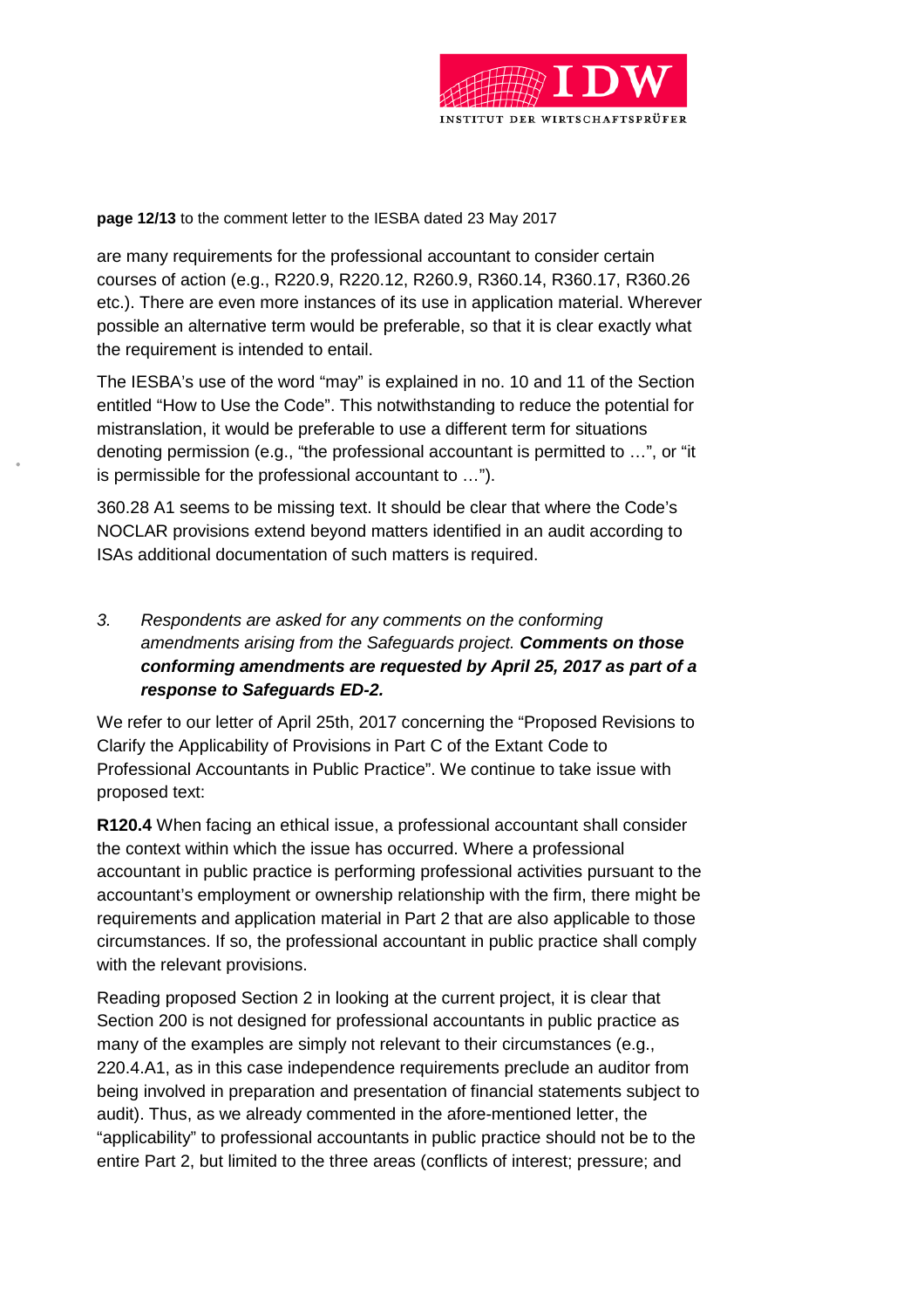are many requirements for the professional accountant to consider certain courses of action (e.g., R220.9, R220.12, R260.9, R360.14, R360.17, R360.26 etc.). There are even more instances of its use in application material. Wherever possible an alternative term would be preferable, so that it is clear exactly what the requirement is intended to entail.

The IESBA's use of the word "may" is explained in no. 10 and 11 of the Section entitled "How to Use the Code". This notwithstanding to reduce the potential for mistranslation, it would be preferable to use a different term for situations denoting permission (e.g., "the professional accountant is permitted to …", or "it is permissible for the professional accountant to …").

360.28 A1 seems to be missing text. It should be clear that where the Code's NOCLAR provisions extend beyond matters identified in an audit according to ISAs additional documentation of such matters is required.

3. *Respondents are asked for any comments on the conforming amendments arising from the Safeguards project.* ***Comments on those conforming amendments are requested by April 25, 2017 as part of a response to Safeguards ED-2.***

We refer to our letter of April 25th, 2017 concerning the "Proposed Revisions to Clarify the Applicability of Provisions in Part C of the Extant Code to Professional Accountants in Public Practice". We continue to take issue with proposed text:

**R120.4** When facing an ethical issue, a professional accountant shall consider the context within which the issue has occurred. Where a professional accountant in public practice is performing professional activities pursuant to the accountant's employment or ownership relationship with the firm, there might be requirements and application material in Part 2 that are also applicable to those circumstances. If so, the professional accountant in public practice shall comply with the relevant provisions.

Reading proposed Section 2 in looking at the current project, it is clear that Section 200 is not designed for professional accountants in public practice as many of the examples are simply not relevant to their circumstances (e.g., 220.4.A1, as in this case independence requirements preclude an auditor from being involved in preparation and presentation of financial statements subject to audit). Thus, as we already commented in the afore-mentioned letter, the "applicability" to professional accountants in public practice should not be to the entire Part 2, but limited to the three areas (conflicts of interest; pressure; and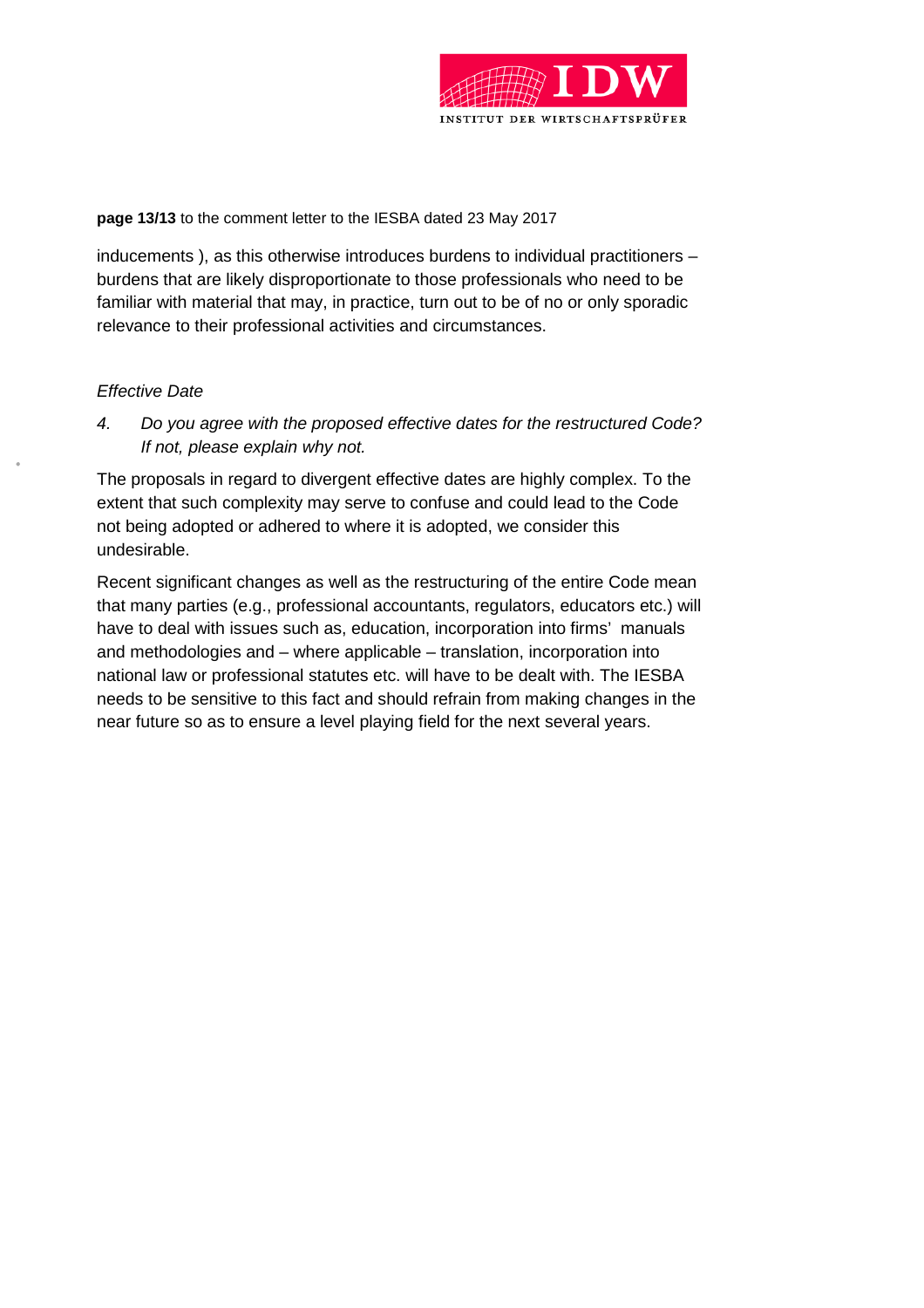inducements ), as this otherwise introduces burdens to individual practitioners – burdens that are likely disproportionate to those professionals who need to be familiar with material that may, in practice, turn out to be of no or only sporadic relevance to their professional activities and circumstances.

*Effective Date*

*4. Do you agree with the proposed effective dates for the restructured Code? If not, please explain why not.*

The proposals in regard to divergent effective dates are highly complex. To the extent that such complexity may serve to confuse and could lead to the Code not being adopted or adhered to where it is adopted, we consider this undesirable.

Recent significant changes as well as the restructuring of the entire Code mean that many parties (e.g., professional accountants, regulators, educators etc.) will have to deal with issues such as, education, incorporation into firms' manuals and methodologies and – where applicable – translation, incorporation into national law or professional statutes etc. will have to be dealt with. The IESBA needs to be sensitive to this fact and should refrain from making changes in the near future so as to ensure a level playing field for the next several years.